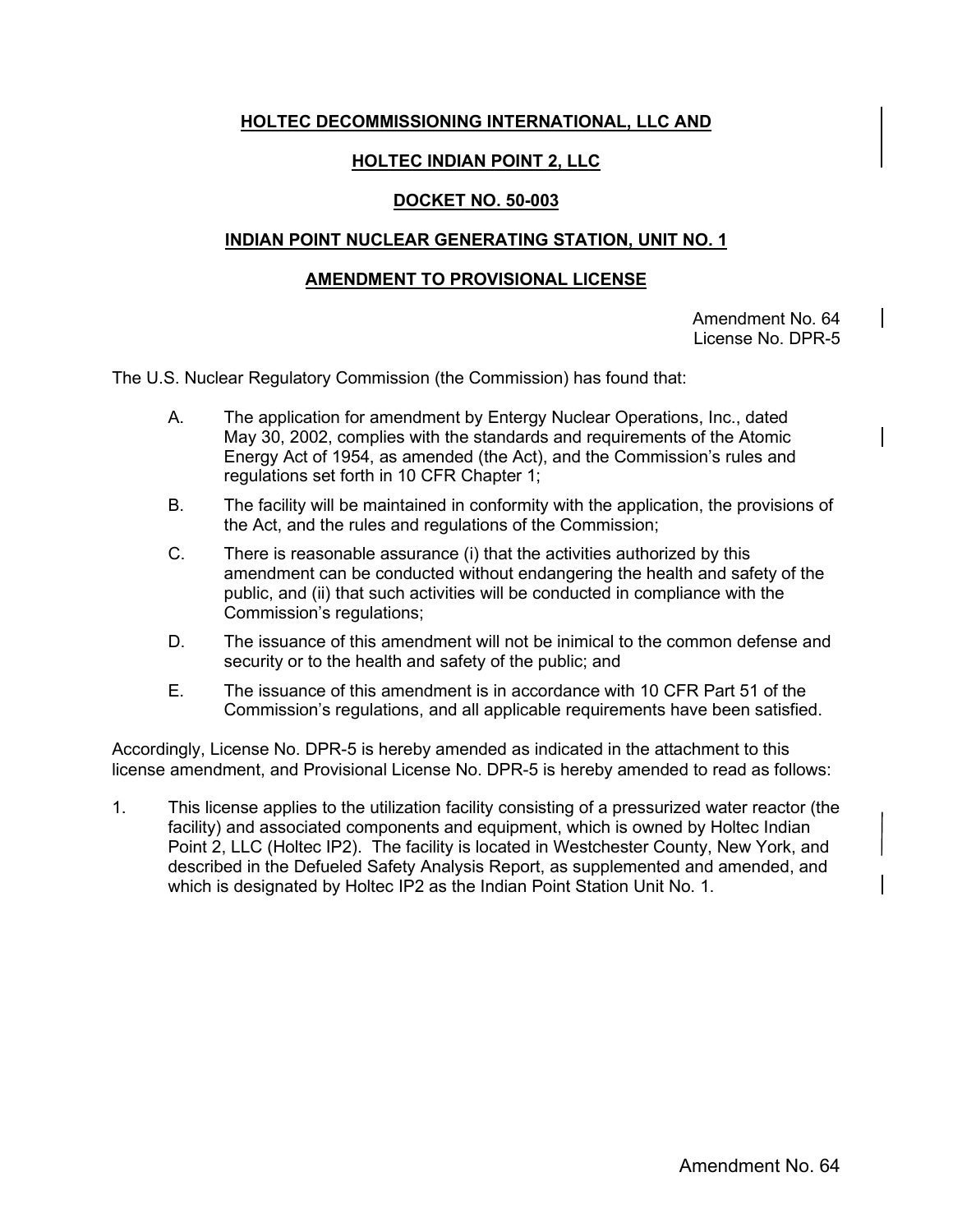**HOLTEC DECOMMISSIONING INTERNATIONAL, LLC AND**

**HOLTEC INDIAN POINT 2, LLC**

**DOCKET NO. 50-003**

**INDIAN POINT NUCLEAR GENERATING STATION, UNIT NO. 1**

**AMENDMENT TO PROVISIONAL LICENSE**

Amendment No. 64
License No. DPR-5

The U.S. Nuclear Regulatory Commission (the Commission) has found that:

A. The application for amendment by Entergy Nuclear Operations, Inc., dated May 30, 2002, complies with the standards and requirements of the Atomic Energy Act of 1954, as amended (the Act), and the Commission's rules and regulations set forth in 10 CFR Chapter 1;

B. The facility will be maintained in conformity with the application, the provisions of the Act, and the rules and regulations of the Commission;

C. There is reasonable assurance (i) that the activities authorized by this amendment can be conducted without endangering the health and safety of the public, and (ii) that such activities will be conducted in compliance with the Commission's regulations;

D. The issuance of this amendment will not be inimical to the common defense and security or to the health and safety of the public; and

E. The issuance of this amendment is in accordance with 10 CFR Part 51 of the Commission's regulations, and all applicable requirements have been satisfied.

Accordingly, License No. DPR-5 is hereby amended as indicated in the attachment to this license amendment, and Provisional License No. DPR-5 is hereby amended to read as follows:

1. This license applies to the utilization facility consisting of a pressurized water reactor (the facility) and associated components and equipment, which is owned by Holtec Indian Point 2, LLC (Holtec IP2). The facility is located in Westchester County, New York, and described in the Defueled Safety Analysis Report, as supplemented and amended, and which is designated by Holtec IP2 as the Indian Point Station Unit No. 1.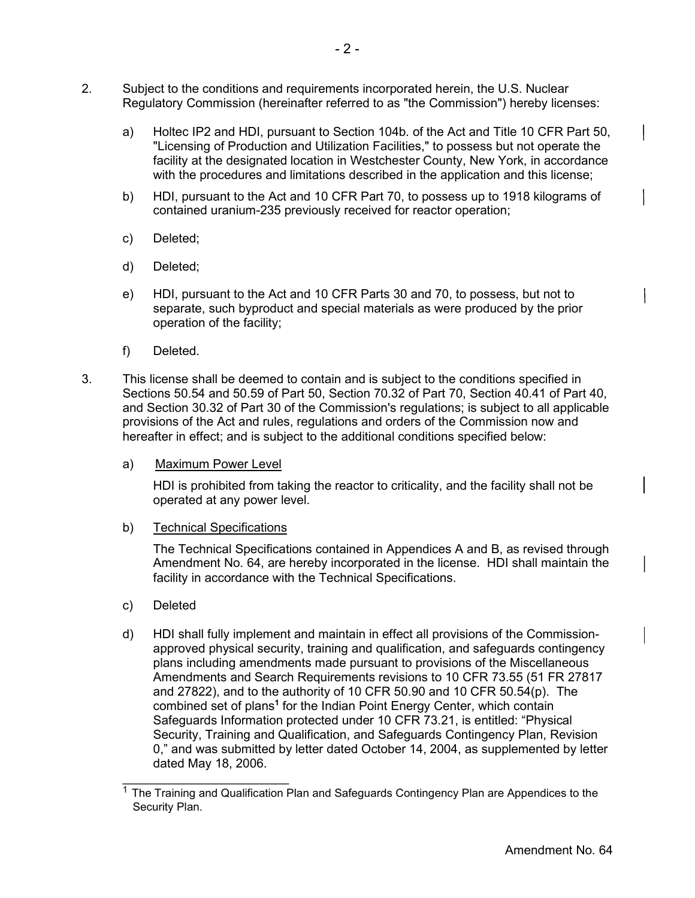2. Subject to the conditions and requirements incorporated herein, the U.S. Nuclear Regulatory Commission (hereinafter referred to as "the Commission") hereby licenses:

   a) Holtec IP2 and HDI, pursuant to Section 104b. of the Act and Title 10 CFR Part 50, "Licensing of Production and Utilization Facilities," to possess but not operate the facility at the designated location in Westchester County, New York, in accordance with the procedures and limitations described in the application and this license;

   b) HDI, pursuant to the Act and 10 CFR Part 70, to possess up to 1918 kilograms of contained uranium-235 previously received for reactor operation;

   c) Deleted;

   d) Deleted;

   e) HDI, pursuant to the Act and 10 CFR Parts 30 and 70, to possess, but not to separate, such byproduct and special materials as were produced by the prior operation of the facility;

   f) Deleted.

3. This license shall be deemed to contain and is subject to the conditions specified in Sections 50.54 and 50.59 of Part 50, Section 70.32 of Part 70, Section 40.41 of Part 40, and Section 30.32 of Part 30 of the Commission's regulations; is subject to all applicable provisions of the Act and rules, regulations and orders of the Commission now and hereafter in effect; and is subject to the additional conditions specified below:

   a) Maximum Power Level

      HDI is prohibited from taking the reactor to criticality, and the facility shall not be operated at any power level.

   b) Technical Specifications

      The Technical Specifications contained in Appendices A and B, as revised through Amendment No. 64, are hereby incorporated in the license. HDI shall maintain the facility in accordance with the Technical Specifications.

   c) Deleted

   d) HDI shall fully implement and maintain in effect all provisions of the Commission-approved physical security, training and qualification, and safeguards contingency plans including amendments made pursuant to provisions of the Miscellaneous Amendments and Search Requirements revisions to 10 CFR 73.55 (51 FR 27817 and 27822), and to the authority of 10 CFR 50.90 and 10 CFR 50.54(p). The combined set of plans[1] for the Indian Point Energy Center, which contain Safeguards Information protected under 10 CFR 73.21, is entitled: "Physical Security, Training and Qualification, and Safeguards Contingency Plan, Revision 0," and was submitted by letter dated October 14, 2004, as supplemented by letter dated May 18, 2006.

[1] The Training and Qualification Plan and Safeguards Contingency Plan are Appendices to the Security Plan.

Amendment No. 64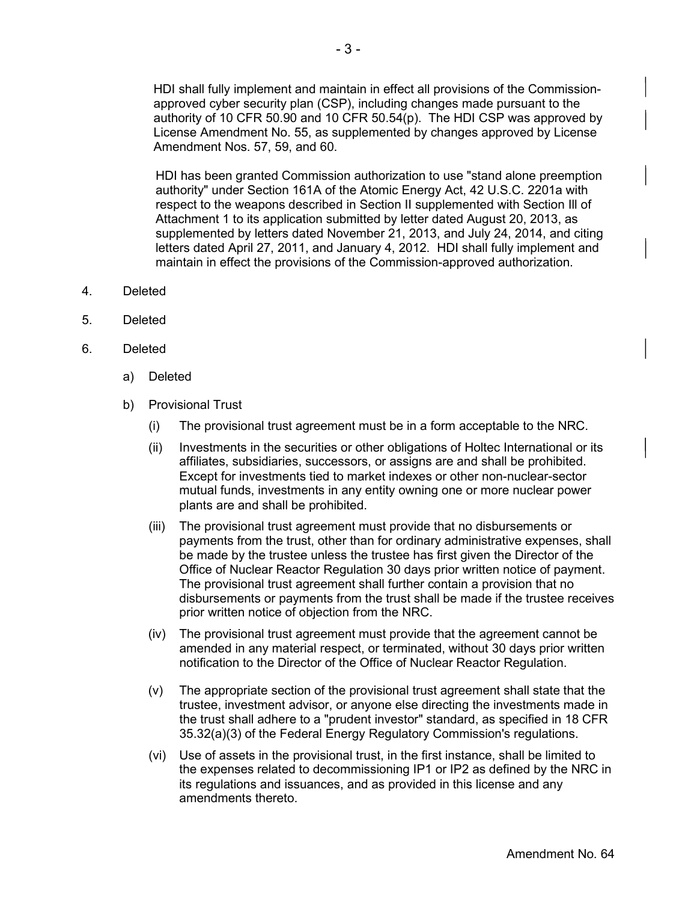HDI shall fully implement and maintain in effect all provisions of the Commission-approved cyber security plan (CSP), including changes made pursuant to the authority of 10 CFR 50.90 and 10 CFR 50.54(p). The HDI CSP was approved by License Amendment No. 55, as supplemented by changes approved by License Amendment Nos. 57, 59, and 60.

HDI has been granted Commission authorization to use "stand alone preemption authority" under Section 161A of the Atomic Energy Act, 42 U.S.C. 2201a with respect to the weapons described in Section II supplemented with Section III of Attachment 1 to its application submitted by letter dated August 20, 2013, as supplemented by letters dated November 21, 2013, and July 24, 2014, and citing letters dated April 27, 2011, and January 4, 2012. HDI shall fully implement and maintain in effect the provisions of the Commission-approved authorization.

4. Deleted

5. Deleted

6. Deleted

   a) Deleted

   b) Provisional Trust

      (i) The provisional trust agreement must be in a form acceptable to the NRC.

      (ii) Investments in the securities or other obligations of Holtec International or its affiliates, subsidiaries, successors, or assigns are and shall be prohibited. Except for investments tied to market indexes or other non-nuclear-sector mutual funds, investments in any entity owning one or more nuclear power plants are and shall be prohibited.

      (iii) The provisional trust agreement must provide that no disbursements or payments from the trust, other than for ordinary administrative expenses, shall be made by the trustee unless the trustee has first given the Director of the Office of Nuclear Reactor Regulation 30 days prior written notice of payment. The provisional trust agreement shall further contain a provision that no disbursements or payments from the trust shall be made if the trustee receives prior written notice of objection from the NRC.

      (iv) The provisional trust agreement must provide that the agreement cannot be amended in any material respect, or terminated, without 30 days prior written notification to the Director of the Office of Nuclear Reactor Regulation.

      (v) The appropriate section of the provisional trust agreement shall state that the trustee, investment advisor, or anyone else directing the investments made in the trust shall adhere to a "prudent investor" standard, as specified in 18 CFR 35.32(a)(3) of the Federal Energy Regulatory Commission's regulations.

      (vi) Use of assets in the provisional trust, in the first instance, shall be limited to the expenses related to decommissioning IP1 or IP2 as defined by the NRC in its regulations and issuances, and as provided in this license and any amendments thereto.

Amendment No. 64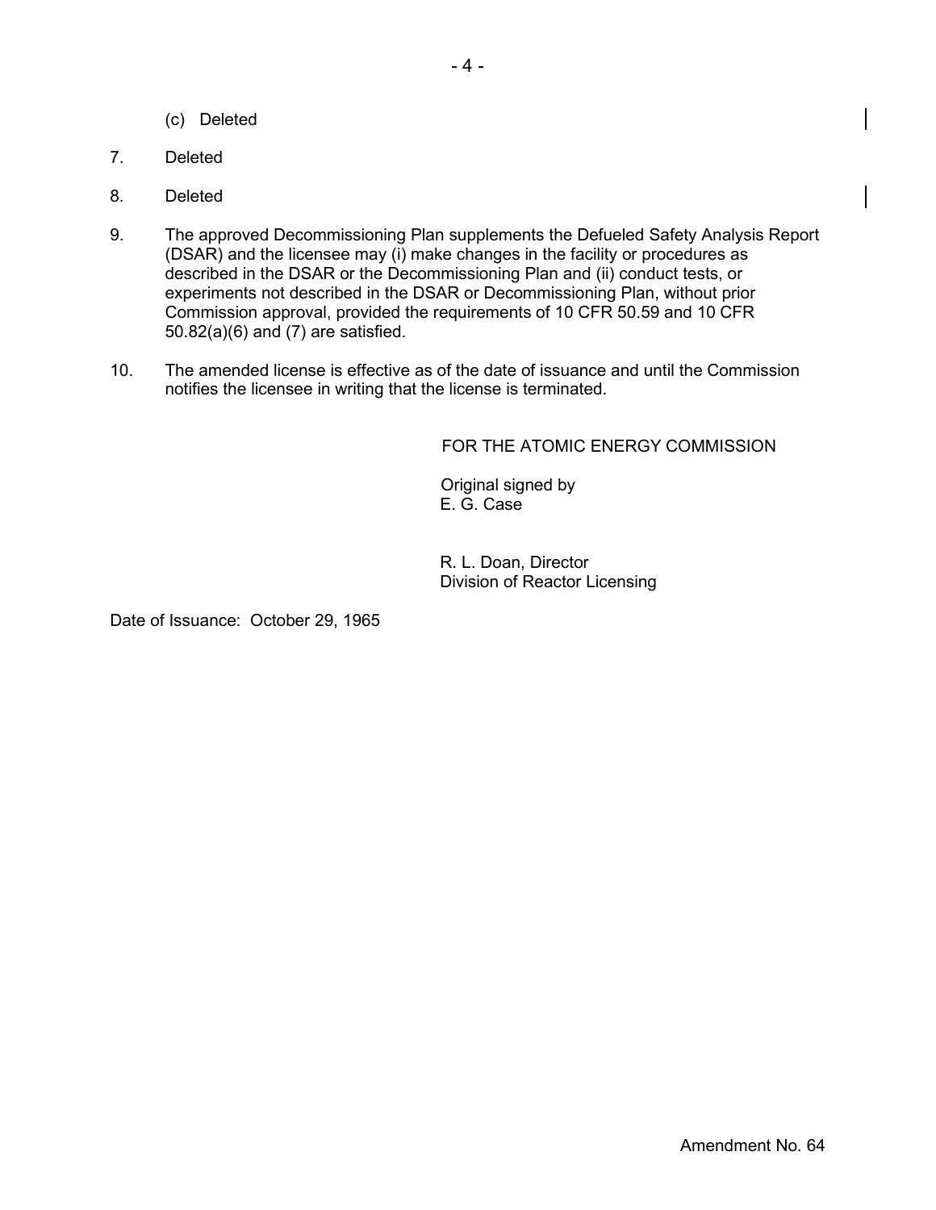(c) Deleted

7. Deleted

8. Deleted

9. The approved Decommissioning Plan supplements the Defueled Safety Analysis Report (DSAR) and the licensee may (i) make changes in the facility or procedures as described in the DSAR or the Decommissioning Plan and (ii) conduct tests, or experiments not described in the DSAR or Decommissioning Plan, without prior Commission approval, provided the requirements of 10 CFR 50.59 and 10 CFR 50.82(a)(6) and (7) are satisfied.

10. The amended license is effective as of the date of issuance and until the Commission notifies the licensee in writing that the license is terminated.

FOR THE ATOMIC ENERGY COMMISSION

Original signed by
E. G. Case

R. L. Doan, Director
Division of Reactor Licensing

Date of Issuance: October 29, 1965

Amendment No. 64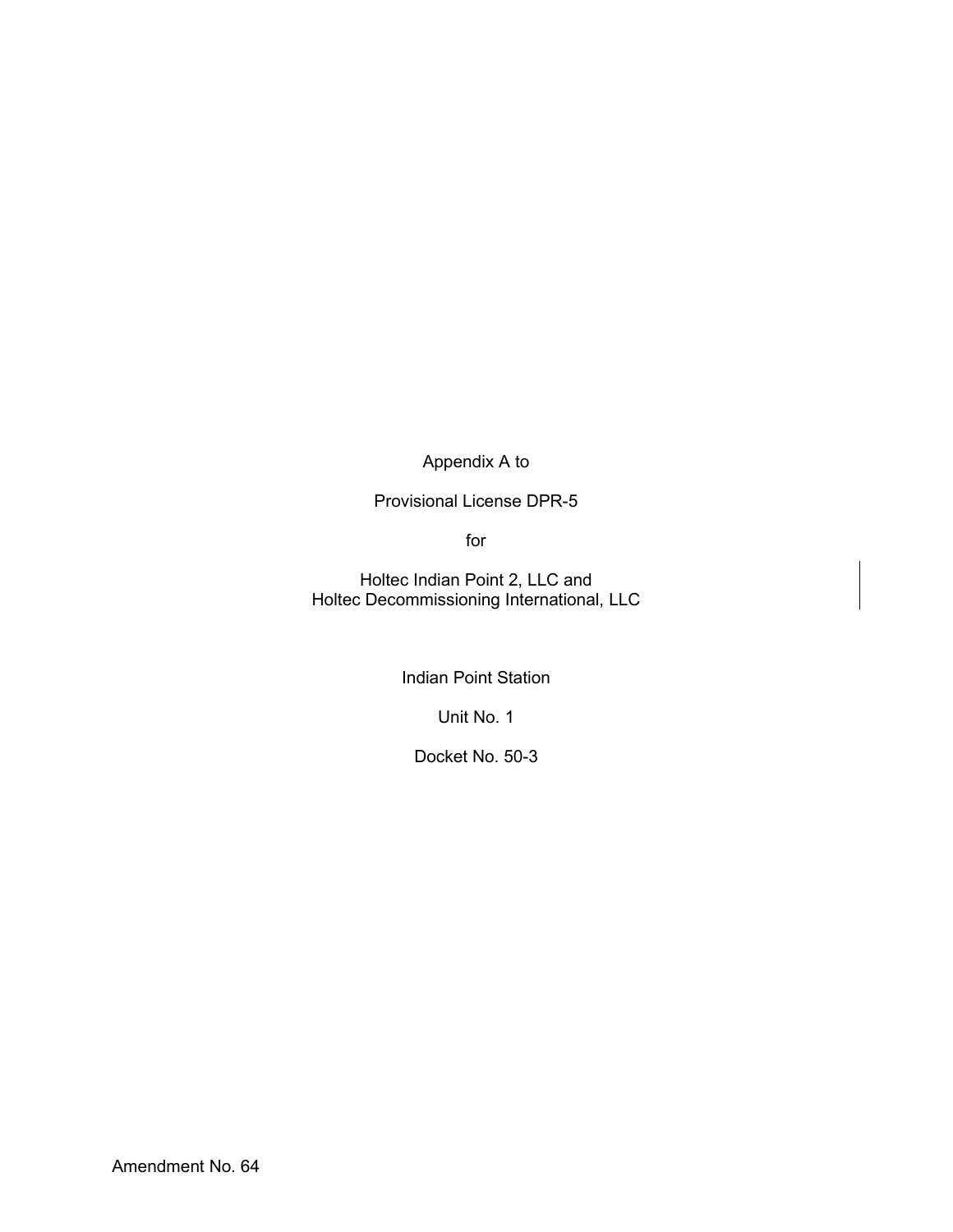Appendix A to

Provisional License DPR-5

for

Holtec Indian Point 2, LLC and
Holtec Decommissioning International, LLC

Indian Point Station

Unit No. 1

Docket No. 50-3

Amendment No. 64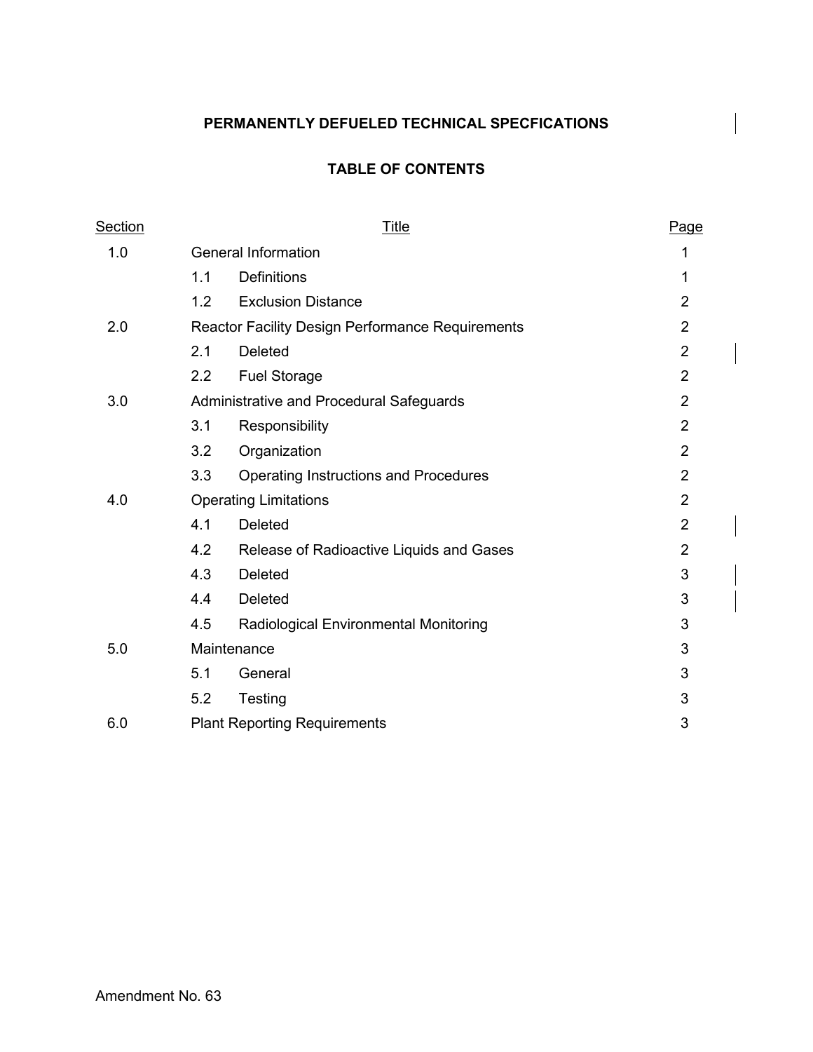# PERMANENTLY DEFUELED TECHNICAL SPECFICATIONS

## TABLE OF CONTENTS

| Section | | Title | Page |
|---|---|---|---|
| 1.0 | General Information | | 1 |
| | 1.1 | Definitions | 1 |
| | 1.2 | Exclusion Distance | 2 |
| 2.0 | Reactor Facility Design Performance Requirements | | 2 |
| | 2.1 | Deleted | 2 |
| | 2.2 | Fuel Storage | 2 |
| 3.0 | Administrative and Procedural Safeguards | | 2 |
| | 3.1 | Responsibility | 2 |
| | 3.2 | Organization | 2 |
| | 3.3 | Operating Instructions and Procedures | 2 |
| 4.0 | Operating Limitations | | 2 |
| | 4.1 | Deleted | 2 |
| | 4.2 | Release of Radioactive Liquids and Gases | 2 |
| | 4.3 | Deleted | 3 |
| | 4.4 | Deleted | 3 |
| | 4.5 | Radiological Environmental Monitoring | 3 |
| 5.0 | Maintenance | | 3 |
| | 5.1 | General | 3 |
| | 5.2 | Testing | 3 |
| 6.0 | Plant Reporting Requirements | | 3 |

Amendment No. 63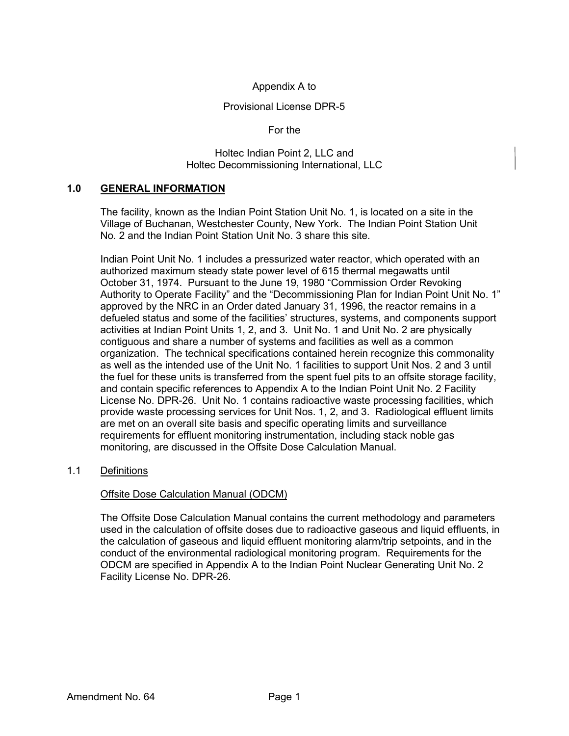Appendix A to

Provisional License DPR-5

For the

Holtec Indian Point 2, LLC and
Holtec Decommissioning International, LLC

## 1.0 GENERAL INFORMATION

The facility, known as the Indian Point Station Unit No. 1, is located on a site in the Village of Buchanan, Westchester County, New York. The Indian Point Station Unit No. 2 and the Indian Point Station Unit No. 3 share this site.

Indian Point Unit No. 1 includes a pressurized water reactor, which operated with an authorized maximum steady state power level of 615 thermal megawatts until October 31, 1974. Pursuant to the June 19, 1980 "Commission Order Revoking Authority to Operate Facility" and the "Decommissioning Plan for Indian Point Unit No. 1" approved by the NRC in an Order dated January 31, 1996, the reactor remains in a defueled status and some of the facilities' structures, systems, and components support activities at Indian Point Units 1, 2, and 3. Unit No. 1 and Unit No. 2 are physically contiguous and share a number of systems and facilities as well as a common organization. The technical specifications contained herein recognize this commonality as well as the intended use of the Unit No. 1 facilities to support Unit Nos. 2 and 3 until the fuel for these units is transferred from the spent fuel pits to an offsite storage facility, and contain specific references to Appendix A to the Indian Point Unit No. 2 Facility License No. DPR-26. Unit No. 1 contains radioactive waste processing facilities, which provide waste processing services for Unit Nos. 1, 2, and 3. Radiological effluent limits are met on an overall site basis and specific operating limits and surveillance requirements for effluent monitoring instrumentation, including stack noble gas monitoring, are discussed in the Offsite Dose Calculation Manual.

### 1.1 Definitions

Offsite Dose Calculation Manual (ODCM)

The Offsite Dose Calculation Manual contains the current methodology and parameters used in the calculation of offsite doses due to radioactive gaseous and liquid effluents, in the calculation of gaseous and liquid effluent monitoring alarm/trip setpoints, and in the conduct of the environmental radiological monitoring program. Requirements for the ODCM are specified in Appendix A to the Indian Point Nuclear Generating Unit No. 2 Facility License No. DPR-26.

Amendment No. 64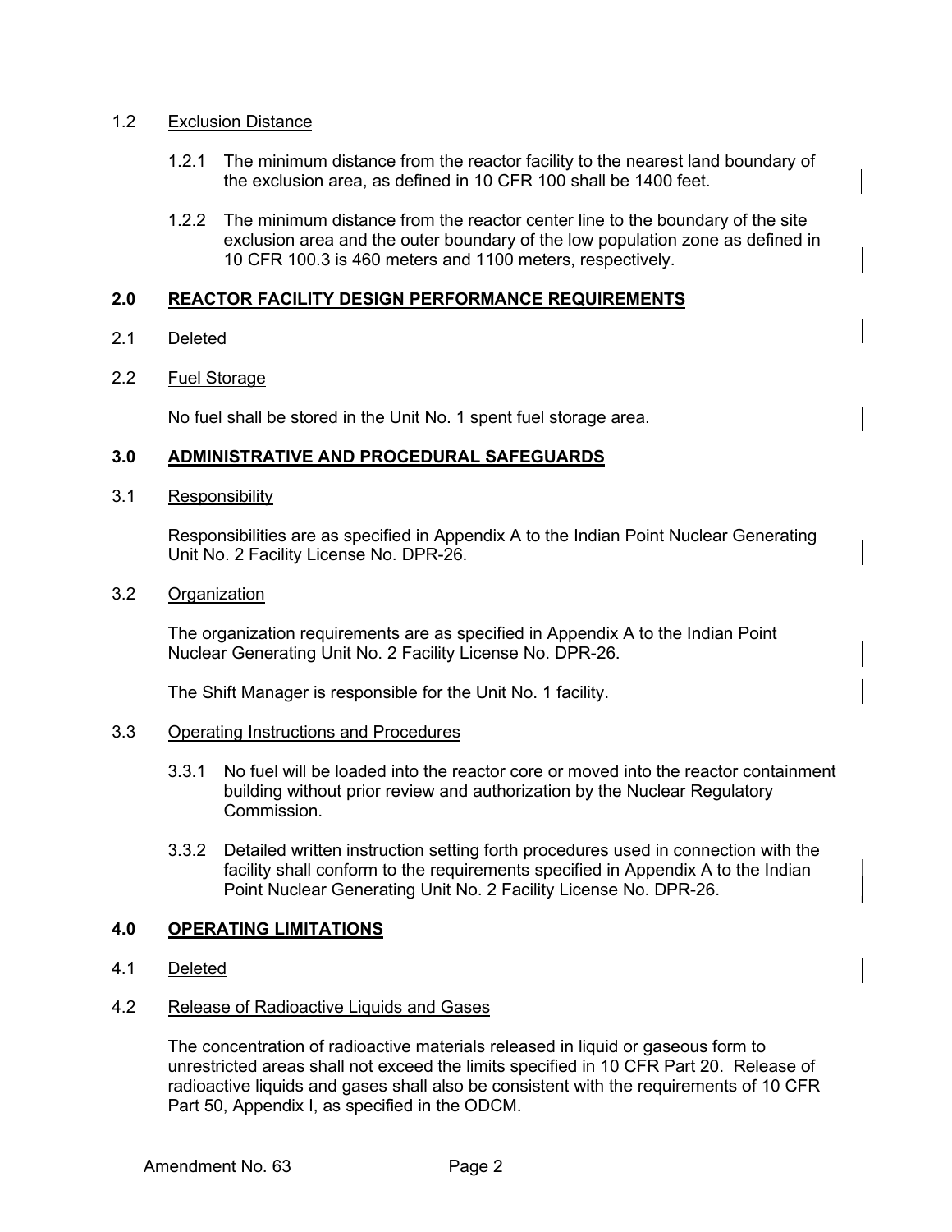### 1.2 Exclusion Distance

1.2.1 The minimum distance from the reactor facility to the nearest land boundary of the exclusion area, as defined in 10 CFR 100 shall be 1400 feet.

1.2.2 The minimum distance from the reactor center line to the boundary of the site exclusion area and the outer boundary of the low population zone as defined in 10 CFR 100.3 is 460 meters and 1100 meters, respectively.

## 2.0 REACTOR FACILITY DESIGN PERFORMANCE REQUIREMENTS

### 2.1 Deleted

### 2.2 Fuel Storage

No fuel shall be stored in the Unit No. 1 spent fuel storage area.

## 3.0 ADMINISTRATIVE AND PROCEDURAL SAFEGUARDS

### 3.1 Responsibility

Responsibilities are as specified in Appendix A to the Indian Point Nuclear Generating Unit No. 2 Facility License No. DPR-26.

### 3.2 Organization

The organization requirements are as specified in Appendix A to the Indian Point Nuclear Generating Unit No. 2 Facility License No. DPR-26.

The Shift Manager is responsible for the Unit No. 1 facility.

### 3.3 Operating Instructions and Procedures

3.3.1 No fuel will be loaded into the reactor core or moved into the reactor containment building without prior review and authorization by the Nuclear Regulatory Commission.

3.3.2 Detailed written instruction setting forth procedures used in connection with the facility shall conform to the requirements specified in Appendix A to the Indian Point Nuclear Generating Unit No. 2 Facility License No. DPR-26.

## 4.0 OPERATING LIMITATIONS

### 4.1 Deleted

### 4.2 Release of Radioactive Liquids and Gases

The concentration of radioactive materials released in liquid or gaseous form to unrestricted areas shall not exceed the limits specified in 10 CFR Part 20. Release of radioactive liquids and gases shall also be consistent with the requirements of 10 CFR Part 50, Appendix I, as specified in the ODCM.

Amendment No. 63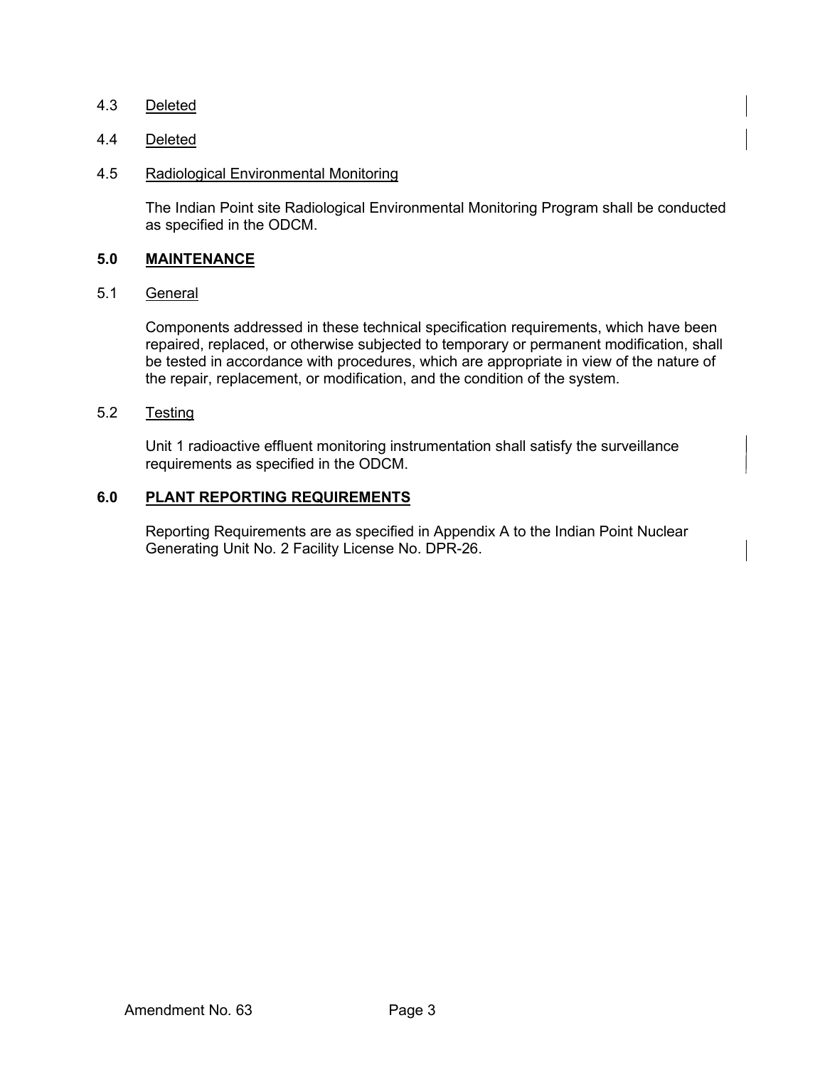4.3 Deleted

4.4 Deleted

4.5 Radiological Environmental Monitoring

The Indian Point site Radiological Environmental Monitoring Program shall be conducted as specified in the ODCM.

## 5.0 MAINTENANCE

5.1 General

Components addressed in these technical specification requirements, which have been repaired, replaced, or otherwise subjected to temporary or permanent modification, shall be tested in accordance with procedures, which are appropriate in view of the nature of the repair, replacement, or modification, and the condition of the system.

5.2 Testing

Unit 1 radioactive effluent monitoring instrumentation shall satisfy the surveillance requirements as specified in the ODCM.

## 6.0 PLANT REPORTING REQUIREMENTS

Reporting Requirements are as specified in Appendix A to the Indian Point Nuclear Generating Unit No. 2 Facility License No. DPR-26.

Amendment No. 63